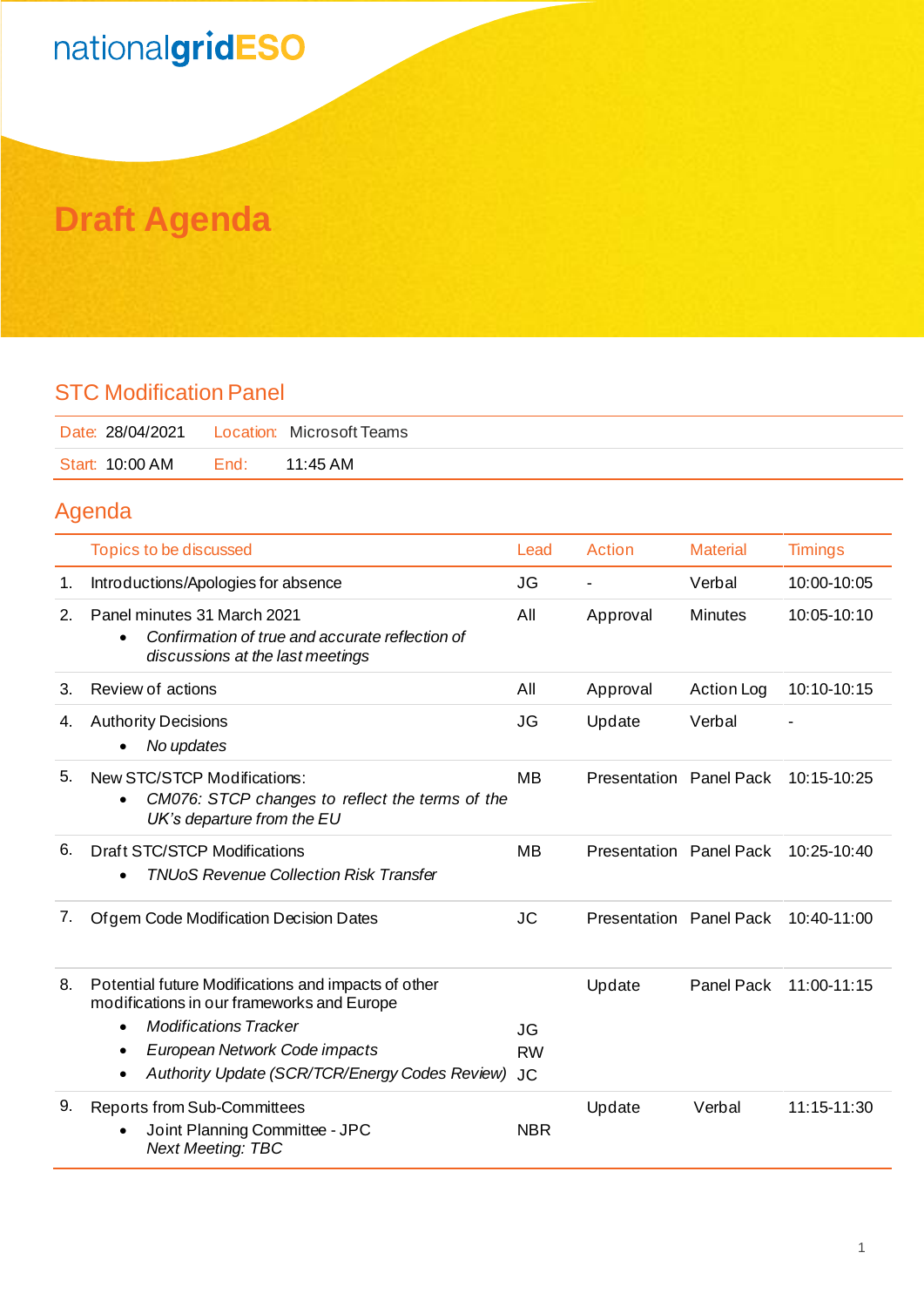nationalgridESO

# Draft Agenda

## STC Modification Panel

| Date: 28/04/2021 | Location: Microsoft Teams |
|---|---|
| Start: 10:00 AM | End: 11:45 AM |

## Agenda

| | Topics to be discussed | Lead | Action | Material | Timings |
|---|---|---|---|---|---|
| 1. | Introductions/Apologies for absence | JG | - | Verbal | 10:00-10:05 |
| 2. | Panel minutes 31 March 2021<br>• *Confirmation of true and accurate reflection of discussions at the last meetings* | All | Approval | Minutes | 10:05-10:10 |
| 3. | Review of actions | All | Approval | Action Log | 10:10-10:15 |
| 4. | Authority Decisions<br>• *No updates* | JG | Update | Verbal | - |
| 5. | New STC/STCP Modifications:<br>• *CM076: STCP changes to reflect the terms of the UK's departure from the EU* | MB | Presentation | Panel Pack | 10:15-10:25 |
| 6. | Draft STC/STCP Modifications<br>• *TNUoS Revenue Collection Risk Transfer* | MB | Presentation | Panel Pack | 10:25-10:40 |
| 7. | Ofgem Code Modification Decision Dates | JC | Presentation | Panel Pack | 10:40-11:00 |
| 8. | Potential future Modifications and impacts of other modifications in our frameworks and Europe<br>• *Modifications Tracker*<br>• *European Network Code impacts*<br>• *Authority Update (SCR/TCR/Energy Codes Review)* | <br>JG<br>RW<br>JC | Update | Panel Pack | 11:00-11:15 |
| 9. | Reports from Sub-Committees<br>• Joint Planning Committee - JPC<br>*Next Meeting: TBC* | <br>NBR | Update | Verbal | 11:15-11:30 |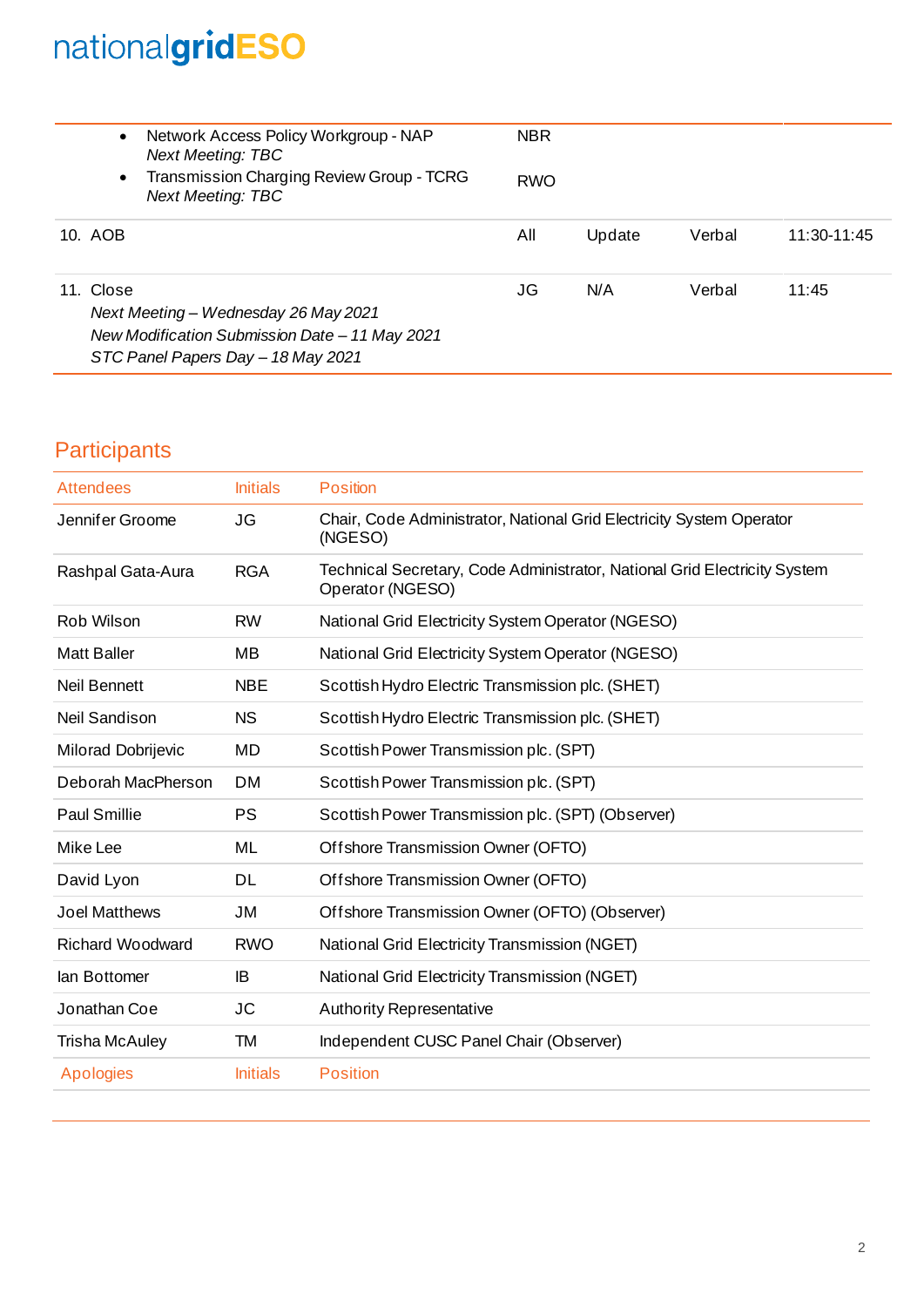| | | | | |
|---|---|---|---|---|
| • Network Access Policy Workgroup - NAP<br>*Next Meeting: TBC*<br>• Transmission Charging Review Group - TCRG<br>*Next Meeting: TBC* | NBR<br><br>RWO | | | |
| 10. AOB | All | Update | Verbal | 11:30-11:45 |
| 11. Close<br>*Next Meeting – Wednesday 26 May 2021*<br>*New Modification Submission Date – 11 May 2021*<br>*STC Panel Papers Day – 18 May 2021* | JG | N/A | Verbal | 11:45 |

## Participants

| Attendees | Initials | Position |
|---|---|---|
| Jennifer Groome | JG | Chair, Code Administrator, National Grid Electricity System Operator (NGESO) |
| Rashpal Gata-Aura | RGA | Technical Secretary, Code Administrator, National Grid Electricity System Operator (NGESO) |
| Rob Wilson | RW | National Grid Electricity System Operator (NGESO) |
| Matt Baller | MB | National Grid Electricity System Operator (NGESO) |
| Neil Bennett | NBE | Scottish Hydro Electric Transmission plc. (SHET) |
| Neil Sandison | NS | Scottish Hydro Electric Transmission plc. (SHET) |
| Milorad Dobrijevic | MD | Scottish Power Transmission plc. (SPT) |
| Deborah MacPherson | DM | Scottish Power Transmission plc. (SPT) |
| Paul Smillie | PS | Scottish Power Transmission plc. (SPT) (Observer) |
| Mike Lee | ML | Offshore Transmission Owner (OFTO) |
| David Lyon | DL | Offshore Transmission Owner (OFTO) |
| Joel Matthews | JM | Offshore Transmission Owner (OFTO) (Observer) |
| Richard Woodward | RWO | National Grid Electricity Transmission (NGET) |
| Ian Bottomer | IB | National Grid Electricity Transmission (NGET) |
| Jonathan Coe | JC | Authority Representative |
| Trisha McAuley | TM | Independent CUSC Panel Chair (Observer) |
| **Apologies** | **Initials** | **Position** |
| | | |